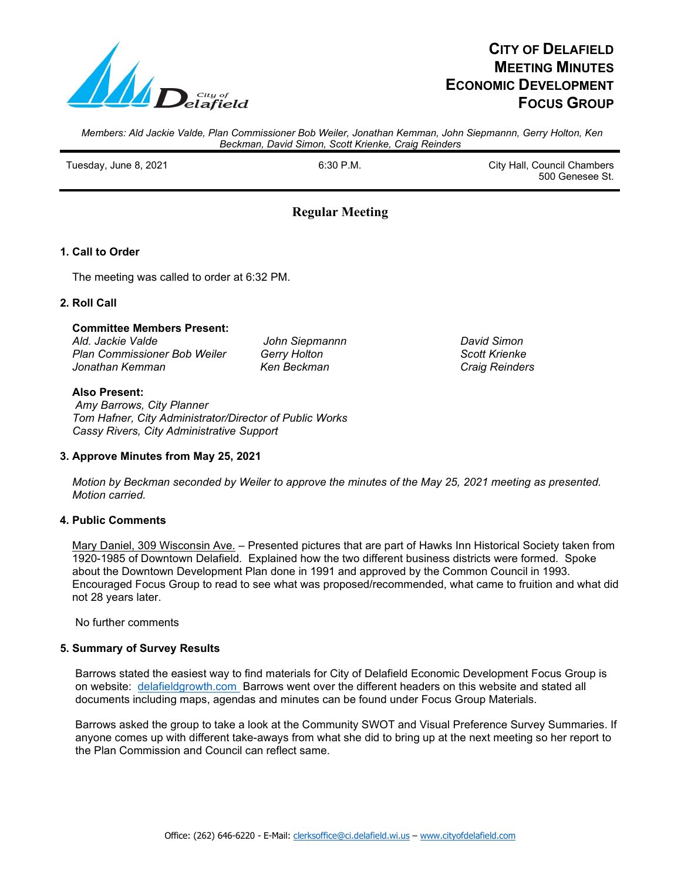# City of Delafield Meeting Minutes Economic Development Focus Group

*Members: Ald Jackie Valde, Plan Commissioner Bob Weiler, Jonathan Kemman, John Siepmannn, Gerry Holton, Ken Beckman, David Simon, Scott Krienke, Craig Reinders*

Tuesday, June 8, 2021 — 6:30 P.M. — City Hall, Council Chambers, 500 Genesee St.

## Regular Meeting

### 1. Call to Order

The meeting was called to order at 6:32 PM.

### 2. Roll Call

**Committee Members Present:**

*Ald. Jackie Valde*
*Plan Commissioner Bob Weiler*
*Jonathan Kemman*
*John Siepmannn*
*Gerry Holton*
*Ken Beckman*
*David Simon*
*Scott Krienke*
*Craig Reinders*

**Also Present:**

*Amy Barrows, City Planner*
*Tom Hafner, City Administrator/Director of Public Works*
*Cassy Rivers, City Administrative Support*

### 3. Approve Minutes from May 25, 2021

*Motion by Beckman seconded by Weiler to approve the minutes of the May 25, 2021 meeting as presented. Motion carried.*

### 4. Public Comments

Mary Daniel, 309 Wisconsin Ave. – Presented pictures that are part of Hawks Inn Historical Society taken from 1920-1985 of Downtown Delafield. Explained how the two different business districts were formed. Spoke about the Downtown Development Plan done in 1991 and approved by the Common Council in 1993. Encouraged Focus Group to read to see what was proposed/recommended, what came to fruition and what did not 28 years later.

No further comments

### 5. Summary of Survey Results

Barrows stated the easiest way to find materials for City of Delafield Economic Development Focus Group is on website: delafieldgrowth.com Barrows went over the different headers on this website and stated all documents including maps, agendas and minutes can be found under Focus Group Materials.

Barrows asked the group to take a look at the Community SWOT and Visual Preference Survey Summaries. If anyone comes up with different take-aways from what she did to bring up at the next meeting so her report to the Plan Commission and Council can reflect same.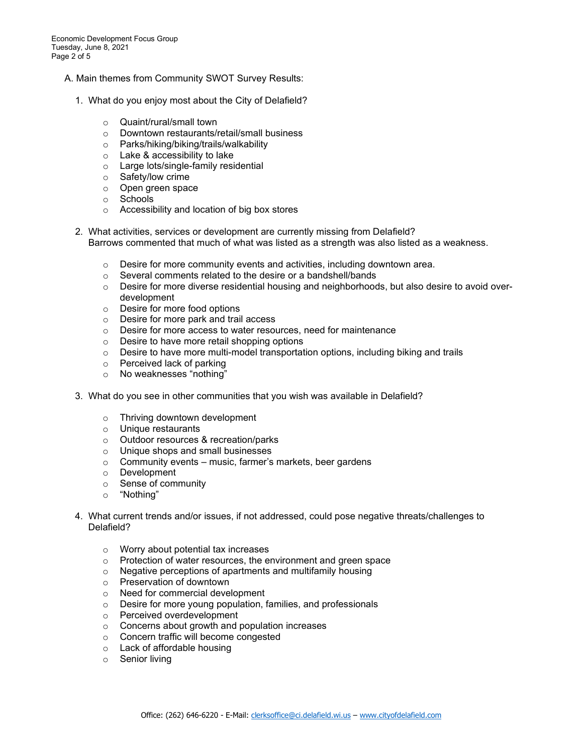A. Main themes from Community SWOT Survey Results:

1. What do you enjoy most about the City of Delafield?

   - Quaint/rural/small town
   - Downtown restaurants/retail/small business
   - Parks/hiking/biking/trails/walkability
   - Lake & accessibility to lake
   - Large lots/single-family residential
   - Safety/low crime
   - Open green space
   - Schools
   - Accessibility and location of big box stores

2. What activities, services or development are currently missing from Delafield?
   Barrows commented that much of what was listed as a strength was also listed as a weakness.

   - Desire for more community events and activities, including downtown area.
   - Several comments related to the desire or a bandshell/bands
   - Desire for more diverse residential housing and neighborhoods, but also desire to avoid over-development
   - Desire for more food options
   - Desire for more park and trail access
   - Desire for more access to water resources, need for maintenance
   - Desire to have more retail shopping options
   - Desire to have more multi-model transportation options, including biking and trails
   - Perceived lack of parking
   - No weaknesses "nothing"

3. What do you see in other communities that you wish was available in Delafield?

   - Thriving downtown development
   - Unique restaurants
   - Outdoor resources & recreation/parks
   - Unique shops and small businesses
   - Community events – music, farmer's markets, beer gardens
   - Development
   - Sense of community
   - "Nothing"

4. What current trends and/or issues, if not addressed, could pose negative threats/challenges to Delafield?

   - Worry about potential tax increases
   - Protection of water resources, the environment and green space
   - Negative perceptions of apartments and multifamily housing
   - Preservation of downtown
   - Need for commercial development
   - Desire for more young population, families, and professionals
   - Perceived overdevelopment
   - Concerns about growth and population increases
   - Concern traffic will become congested
   - Lack of affordable housing
   - Senior living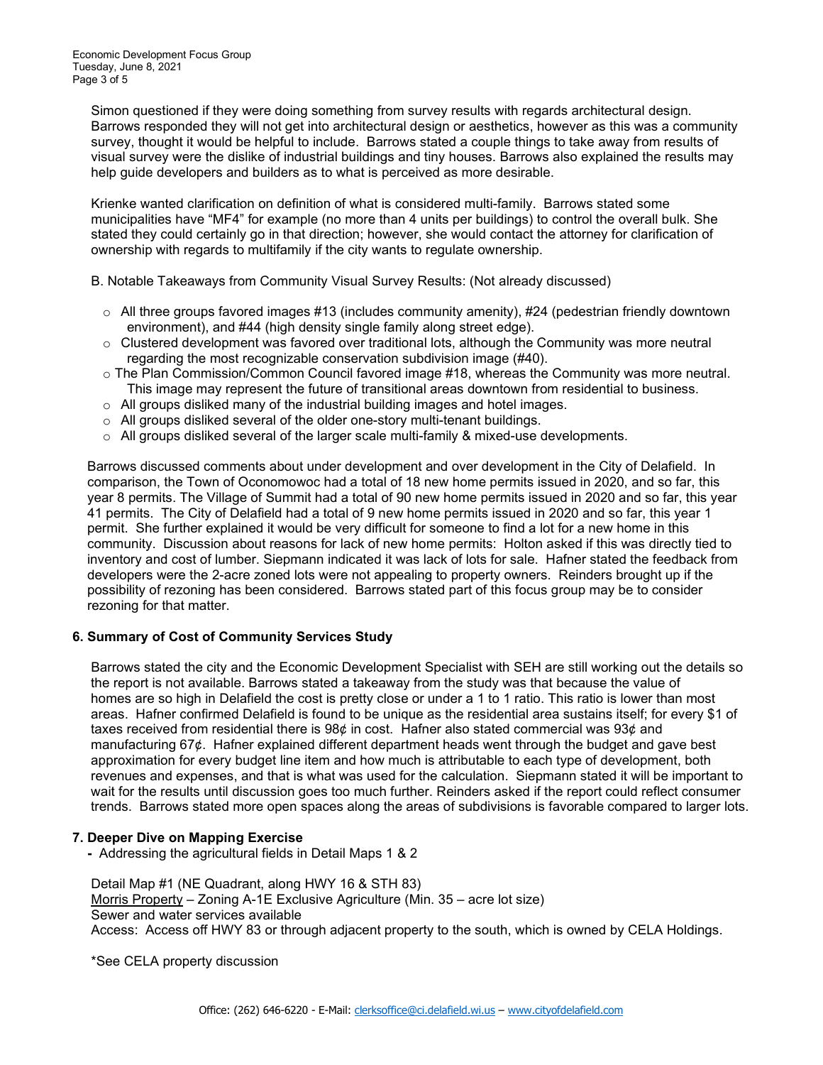Simon questioned if they were doing something from survey results with regards architectural design. Barrows responded they will not get into architectural design or aesthetics, however as this was a community survey, thought it would be helpful to include. Barrows stated a couple things to take away from results of visual survey were the dislike of industrial buildings and tiny houses. Barrows also explained the results may help guide developers and builders as to what is perceived as more desirable.

Krienke wanted clarification on definition of what is considered multi-family. Barrows stated some municipalities have "MF4" for example (no more than 4 units per buildings) to control the overall bulk. She stated they could certainly go in that direction; however, she would contact the attorney for clarification of ownership with regards to multifamily if the city wants to regulate ownership.

B. Notable Takeaways from Community Visual Survey Results: (Not already discussed)

- All three groups favored images #13 (includes community amenity), #24 (pedestrian friendly downtown environment), and #44 (high density single family along street edge).
- Clustered development was favored over traditional lots, although the Community was more neutral regarding the most recognizable conservation subdivision image (#40).
- The Plan Commission/Common Council favored image #18, whereas the Community was more neutral. This image may represent the future of transitional areas downtown from residential to business.
- All groups disliked many of the industrial building images and hotel images.
- All groups disliked several of the older one-story multi-tenant buildings.
- All groups disliked several of the larger scale multi-family & mixed-use developments.

Barrows discussed comments about under development and over development in the City of Delafield. In comparison, the Town of Oconomowoc had a total of 18 new home permits issued in 2020, and so far, this year 8 permits. The Village of Summit had a total of 90 new home permits issued in 2020 and so far, this year 41 permits. The City of Delafield had a total of 9 new home permits issued in 2020 and so far, this year 1 permit. She further explained it would be very difficult for someone to find a lot for a new home in this community. Discussion about reasons for lack of new home permits: Holton asked if this was directly tied to inventory and cost of lumber. Siepmann indicated it was lack of lots for sale. Hafner stated the feedback from developers were the 2-acre zoned lots were not appealing to property owners. Reinders brought up if the possibility of rezoning has been considered. Barrows stated part of this focus group may be to consider rezoning for that matter.

**6. Summary of Cost of Community Services Study**

Barrows stated the city and the Economic Development Specialist with SEH are still working out the details so the report is not available. Barrows stated a takeaway from the study was that because the value of homes are so high in Delafield the cost is pretty close or under a 1 to 1 ratio. This ratio is lower than most areas. Hafner confirmed Delafield is found to be unique as the residential area sustains itself; for every $1 of taxes received from residential there is 98¢ in cost. Hafner also stated commercial was 93¢ and manufacturing 67¢. Hafner explained different department heads went through the budget and gave best approximation for every budget line item and how much is attributable to each type of development, both revenues and expenses, and that is what was used for the calculation. Siepmann stated it will be important to wait for the results until discussion goes too much further. Reinders asked if the report could reflect consumer trends. Barrows stated more open spaces along the areas of subdivisions is favorable compared to larger lots.

**7. Deeper Dive on Mapping Exercise**

- Addressing the agricultural fields in Detail Maps 1 & 2

Detail Map #1 (NE Quadrant, along HWY 16 & STH 83)
Morris Property – Zoning A-1E Exclusive Agriculture (Min. 35 – acre lot size)
Sewer and water services available
Access: Access off HWY 83 or through adjacent property to the south, which is owned by CELA Holdings.

*See CELA property discussion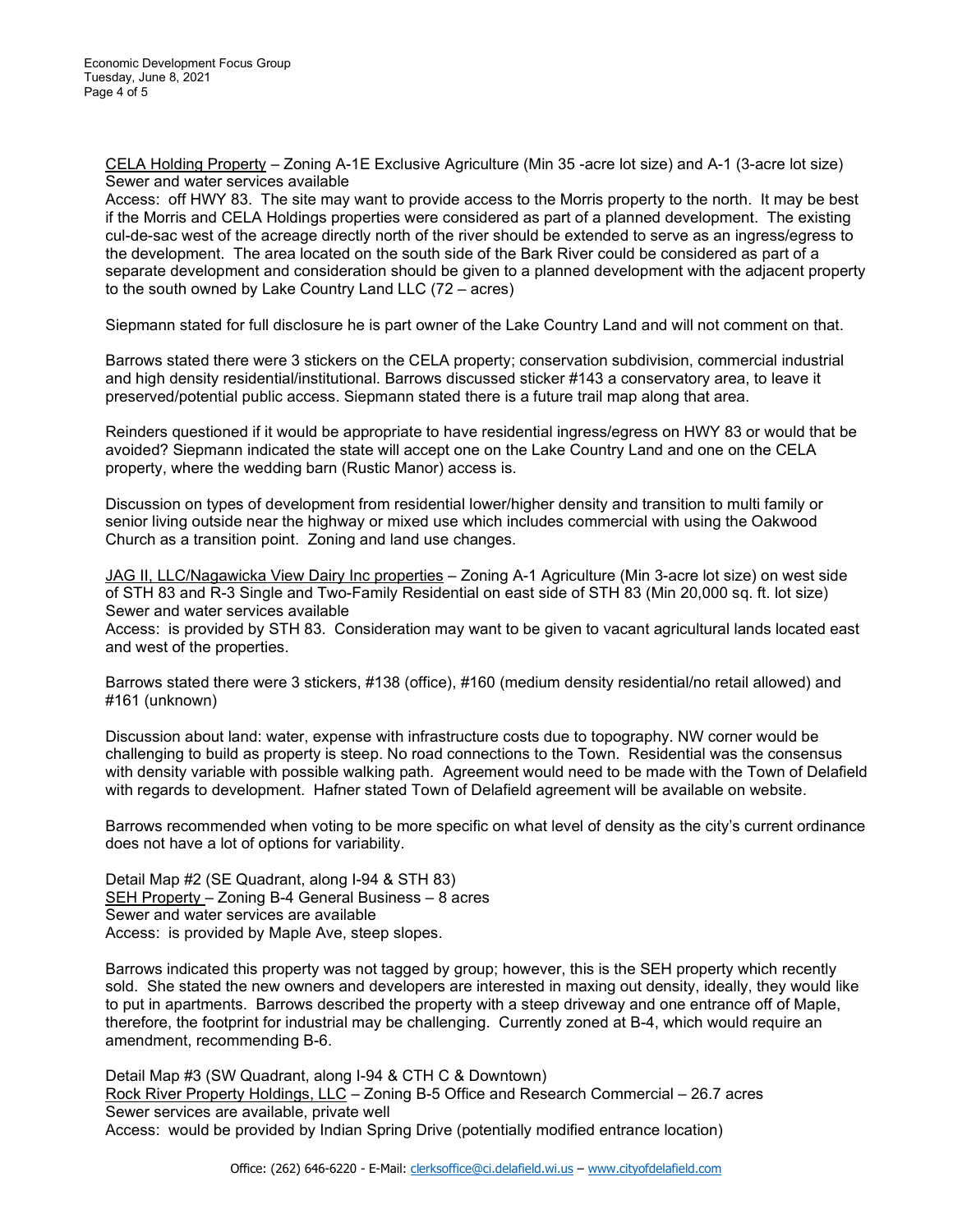CELA Holding Property – Zoning A-1E Exclusive Agriculture (Min 35 -acre lot size) and A-1 (3-acre lot size)
Sewer and water services available
Access: off HWY 83. The site may want to provide access to the Morris property to the north. It may be best if the Morris and CELA Holdings properties were considered as part of a planned development. The existing cul-de-sac west of the acreage directly north of the river should be extended to serve as an ingress/egress to the development. The area located on the south side of the Bark River could be considered as part of a separate development and consideration should be given to a planned development with the adjacent property to the south owned by Lake Country Land LLC (72 – acres)

Siepmann stated for full disclosure he is part owner of the Lake Country Land and will not comment on that.

Barrows stated there were 3 stickers on the CELA property; conservation subdivision, commercial industrial and high density residential/institutional. Barrows discussed sticker #143 a conservatory area, to leave it preserved/potential public access. Siepmann stated there is a future trail map along that area.

Reinders questioned if it would be appropriate to have residential ingress/egress on HWY 83 or would that be avoided? Siepmann indicated the state will accept one on the Lake Country Land and one on the CELA property, where the wedding barn (Rustic Manor) access is.

Discussion on types of development from residential lower/higher density and transition to multi family or senior living outside near the highway or mixed use which includes commercial with using the Oakwood Church as a transition point. Zoning and land use changes.

JAG II, LLC/Nagawicka View Dairy Inc properties – Zoning A-1 Agriculture (Min 3-acre lot size) on west side of STH 83 and R-3 Single and Two-Family Residential on east side of STH 83 (Min 20,000 sq. ft. lot size)
Sewer and water services available
Access: is provided by STH 83. Consideration may want to be given to vacant agricultural lands located east and west of the properties.

Barrows stated there were 3 stickers, #138 (office), #160 (medium density residential/no retail allowed) and #161 (unknown)

Discussion about land: water, expense with infrastructure costs due to topography. NW corner would be challenging to build as property is steep. No road connections to the Town. Residential was the consensus with density variable with possible walking path. Agreement would need to be made with the Town of Delafield with regards to development. Hafner stated Town of Delafield agreement will be available on website.

Barrows recommended when voting to be more specific on what level of density as the city's current ordinance does not have a lot of options for variability.

Detail Map #2 (SE Quadrant, along I-94 & STH 83)
SEH Property – Zoning B-4 General Business – 8 acres
Sewer and water services are available
Access: is provided by Maple Ave, steep slopes.

Barrows indicated this property was not tagged by group; however, this is the SEH property which recently sold. She stated the new owners and developers are interested in maxing out density, ideally, they would like to put in apartments. Barrows described the property with a steep driveway and one entrance off of Maple, therefore, the footprint for industrial may be challenging. Currently zoned at B-4, which would require an amendment, recommending B-6.

Detail Map #3 (SW Quadrant, along I-94 & CTH C & Downtown)
Rock River Property Holdings, LLC – Zoning B-5 Office and Research Commercial – 26.7 acres
Sewer services are available, private well
Access: would be provided by Indian Spring Drive (potentially modified entrance location)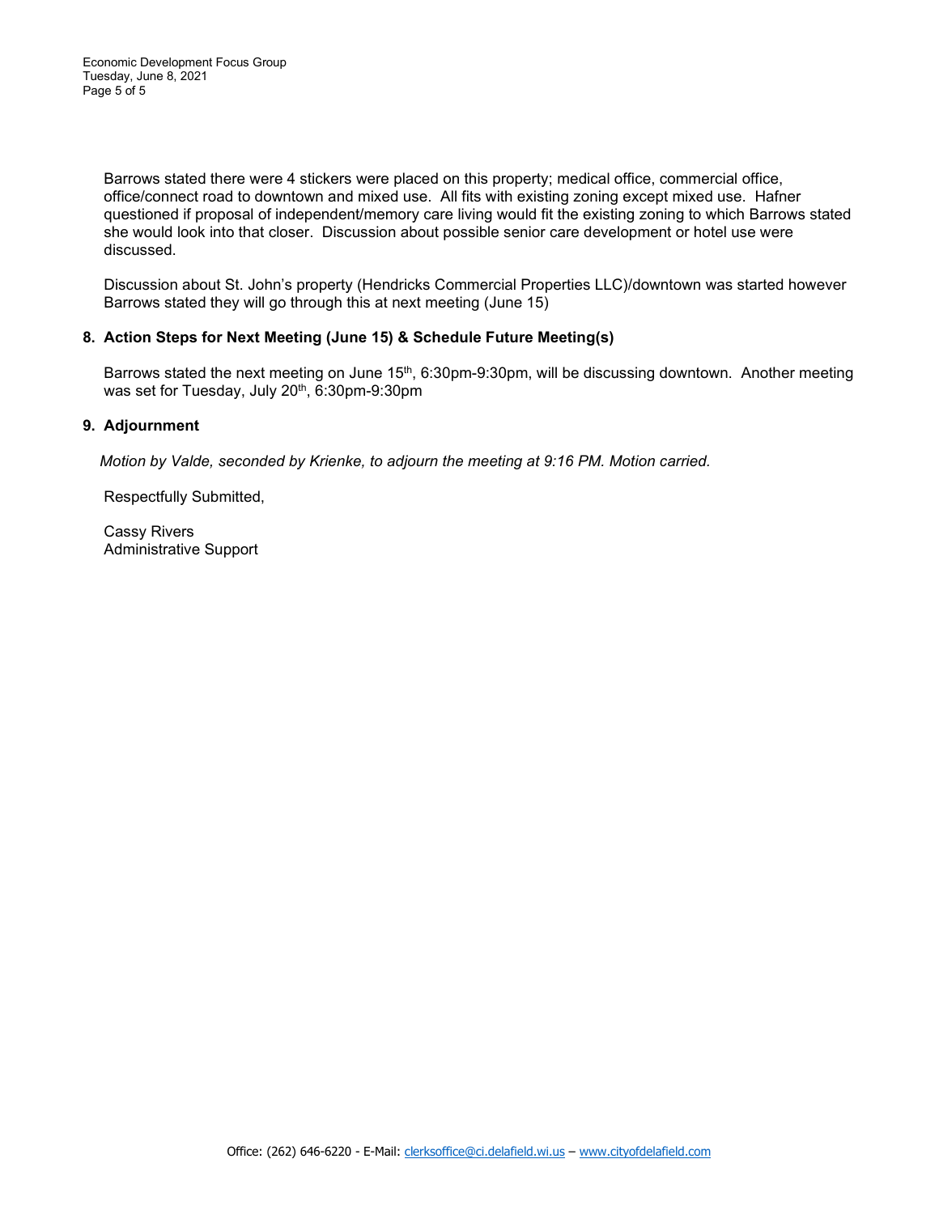Barrows stated there were 4 stickers were placed on this property; medical office, commercial office, office/connect road to downtown and mixed use. All fits with existing zoning except mixed use. Hafner questioned if proposal of independent/memory care living would fit the existing zoning to which Barrows stated she would look into that closer. Discussion about possible senior care development or hotel use were discussed.

Discussion about St. John's property (Hendricks Commercial Properties LLC)/downtown was started however Barrows stated they will go through this at next meeting (June 15)

**8. Action Steps for Next Meeting (June 15) & Schedule Future Meeting(s)**

Barrows stated the next meeting on June 15th, 6:30pm-9:30pm, will be discussing downtown. Another meeting was set for Tuesday, July 20th, 6:30pm-9:30pm

**9. Adjournment**

*Motion by Valde, seconded by Krienke, to adjourn the meeting at 9:16 PM. Motion carried.*

Respectfully Submitted,

Cassy Rivers
Administrative Support